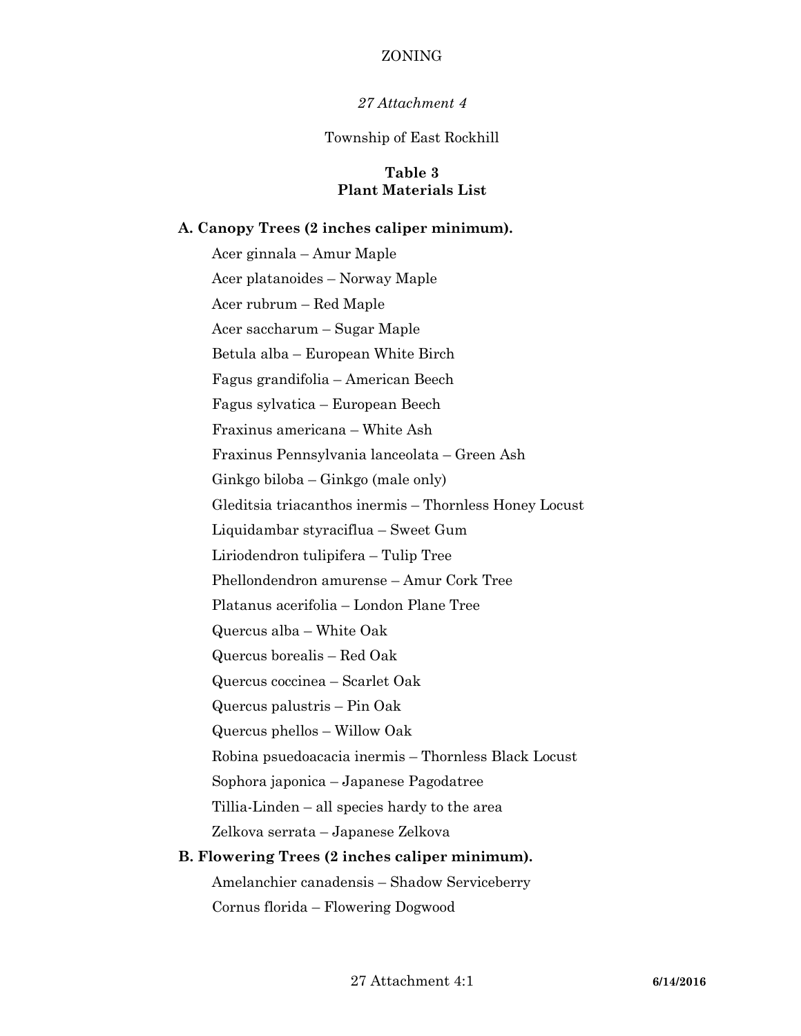ZONING

*27 Attachment 4*

Township of East Rockhill

## Table 3
## Plant Materials List

**A. Canopy Trees (2 inches caliper minimum).**

Acer ginnala – Amur Maple

Acer platanoides – Norway Maple

Acer rubrum – Red Maple

Acer saccharum – Sugar Maple

Betula alba – European White Birch

Fagus grandifolia – American Beech

Fagus sylvatica – European Beech

Fraxinus americana – White Ash

Fraxinus Pennsylvania lanceolata – Green Ash

Ginkgo biloba – Ginkgo (male only)

Gleditsia triacanthos inermis – Thornless Honey Locust

Liquidambar styraciflua – Sweet Gum

Liriodendron tulipifera – Tulip Tree

Phellondendron amurense – Amur Cork Tree

Platanus acerifolia – London Plane Tree

Quercus alba – White Oak

Quercus borealis – Red Oak

Quercus coccinea – Scarlet Oak

Quercus palustris – Pin Oak

Quercus phellos – Willow Oak

Robina psuedoacacia inermis – Thornless Black Locust

Sophora japonica – Japanese Pagodatree

Tillia-Linden – all species hardy to the area

Zelkova serrata – Japanese Zelkova

**B. Flowering Trees (2 inches caliper minimum).**

Amelanchier canadensis – Shadow Serviceberry

Cornus florida – Flowering Dogwood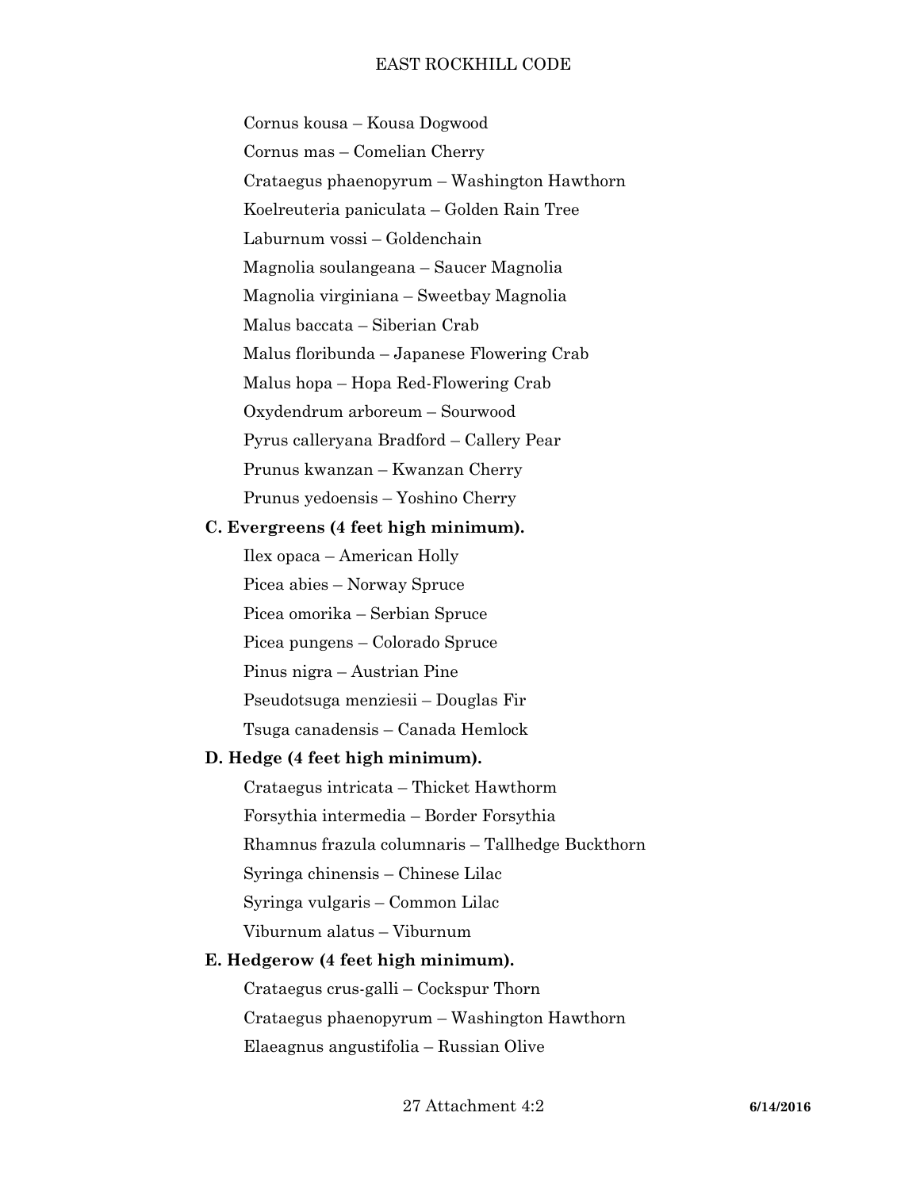Cornus kousa – Kousa Dogwood

Cornus mas – Comelian Cherry

Crataegus phaenopyrum – Washington Hawthorn

Koelreuteria paniculata – Golden Rain Tree

Laburnum vossi – Goldenchain

Magnolia soulangeana – Saucer Magnolia

Magnolia virginiana – Sweetbay Magnolia

Malus baccata – Siberian Crab

Malus floribunda – Japanese Flowering Crab

Malus hopa – Hopa Red-Flowering Crab

Oxydendrum arboreum – Sourwood

Pyrus calleryana Bradford – Callery Pear

Prunus kwanzan – Kwanzan Cherry

Prunus yedoensis – Yoshino Cherry

**C. Evergreens (4 feet high minimum).**

Ilex opaca – American Holly

Picea abies – Norway Spruce

Picea omorika – Serbian Spruce

Picea pungens – Colorado Spruce

Pinus nigra – Austrian Pine

Pseudotsuga menziesii – Douglas Fir

Tsuga canadensis – Canada Hemlock

**D. Hedge (4 feet high minimum).**

Crataegus intricata – Thicket Hawthorm

Forsythia intermedia – Border Forsythia

Rhamnus frazula columnaris – Tallhedge Buckthorn

Syringa chinensis – Chinese Lilac

Syringa vulgaris – Common Lilac

Viburnum alatus – Viburnum

**E. Hedgerow (4 feet high minimum).**

Crataegus crus-galli – Cockspur Thorn

Crataegus phaenopyrum – Washington Hawthorn

Elaeagnus angustifolia – Russian Olive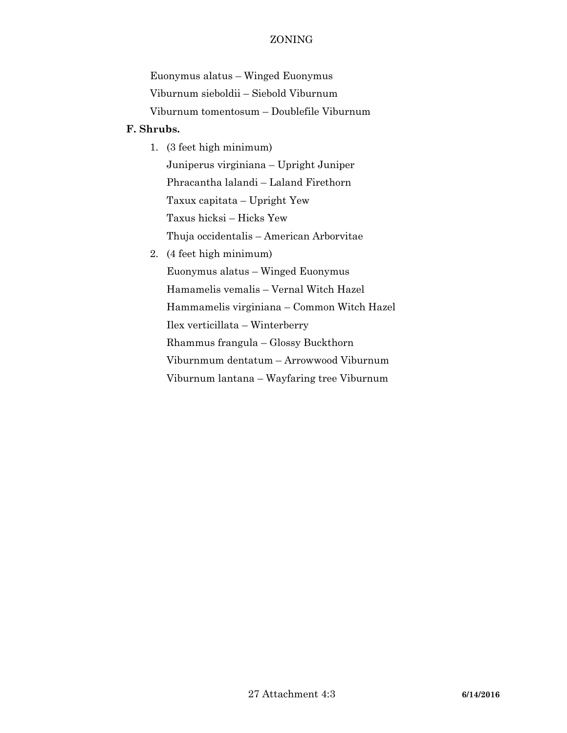Euonymus alatus – Winged Euonymus

Viburnum sieboldii – Siebold Viburnum

Viburnum tomentosum – Doublefile Viburnum

**F. Shrubs.**

1. (3 feet high minimum)

   Juniperus virginiana – Upright Juniper

   Phracantha lalandi – Laland Firethorn

   Taxux capitata – Upright Yew

   Taxus hicksi – Hicks Yew

   Thuja occidentalis – American Arborvitae

2. (4 feet high minimum)

   Euonymus alatus – Winged Euonymus

   Hamamelis vemalis – Vernal Witch Hazel

   Hammamelis virginiana – Common Witch Hazel

   Ilex verticillata – Winterberry

   Rhammus frangula – Glossy Buckthorn

   Viburnmum dentatum – Arrowwood Viburnum

   Viburnum lantana – Wayfaring tree Viburnum